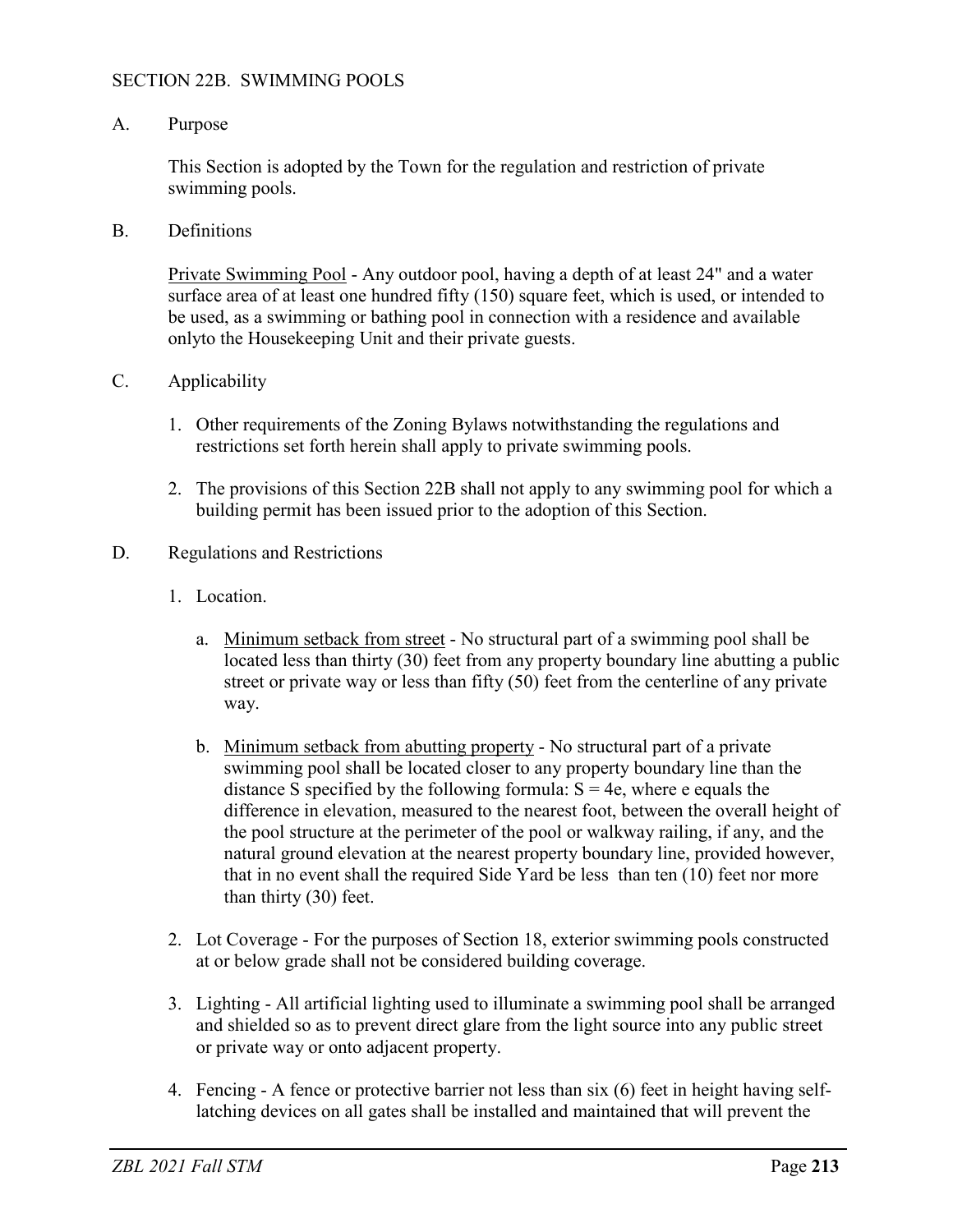## SECTION 22B. SWIMMING POOLS

A. Purpose

This Section is adopted by the Town for the regulation and restriction of private swimming pools.

B. Definitions

Private Swimming Pool - Any outdoor pool, having a depth of at least 24" and a water surface area of at least one hundred fifty (150) square feet, which is used, or intended to be used, as a swimming or bathing pool in connection with a residence and available onlyto the Housekeeping Unit and their private guests.

C. Applicability

1. Other requirements of the Zoning Bylaws notwithstanding the regulations and restrictions set forth herein shall apply to private swimming pools.
2. The provisions of this Section 22B shall not apply to any swimming pool for which a building permit has been issued prior to the adoption of this Section.

D. Regulations and Restrictions

1. Location.
   a. Minimum setback from street - No structural part of a swimming pool shall be located less than thirty (30) feet from any property boundary line abutting a public street or private way or less than fifty (50) feet from the centerline of any private way.
   b. Minimum setback from abutting property - No structural part of a private swimming pool shall be located closer to any property boundary line than the distance S specified by the following formula: $S = 4e$, where e equals the difference in elevation, measured to the nearest foot, between the overall height of the pool structure at the perimeter of the pool or walkway railing, if any, and the natural ground elevation at the nearest property boundary line, provided however, that in no event shall the required Side Yard be less than ten (10) feet nor more than thirty (30) feet.
2. Lot Coverage - For the purposes of Section 18, exterior swimming pools constructed at or below grade shall not be considered building coverage.
3. Lighting - All artificial lighting used to illuminate a swimming pool shall be arranged and shielded so as to prevent direct glare from the light source into any public street or private way or onto adjacent property.
4. Fencing - A fence or protective barrier not less than six (6) feet in height having self-latching devices on all gates shall be installed and maintained that will prevent the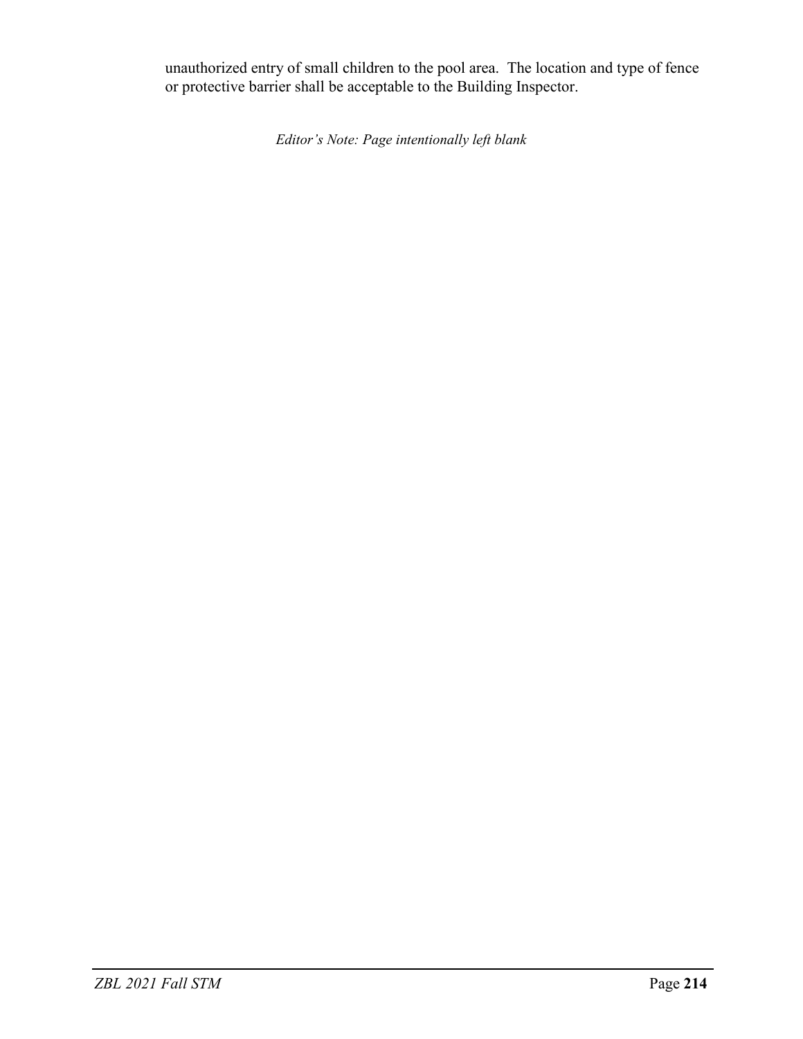unauthorized entry of small children to the pool area. The location and type of fence or protective barrier shall be acceptable to the Building Inspector.

*Editor's Note: Page intentionally left blank*